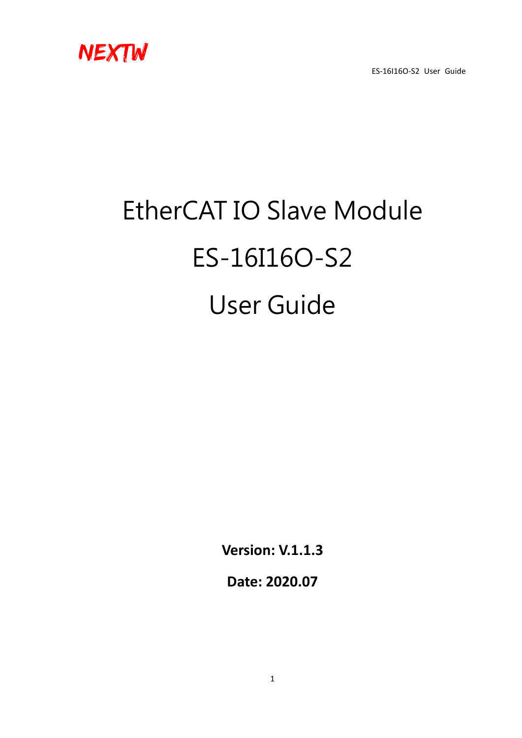NEXTW

# EtherCAT IO Slave Module

# ES-16I16O-S2

# User Guide

**Version: V.1.1.3**

**Date: 2020.07**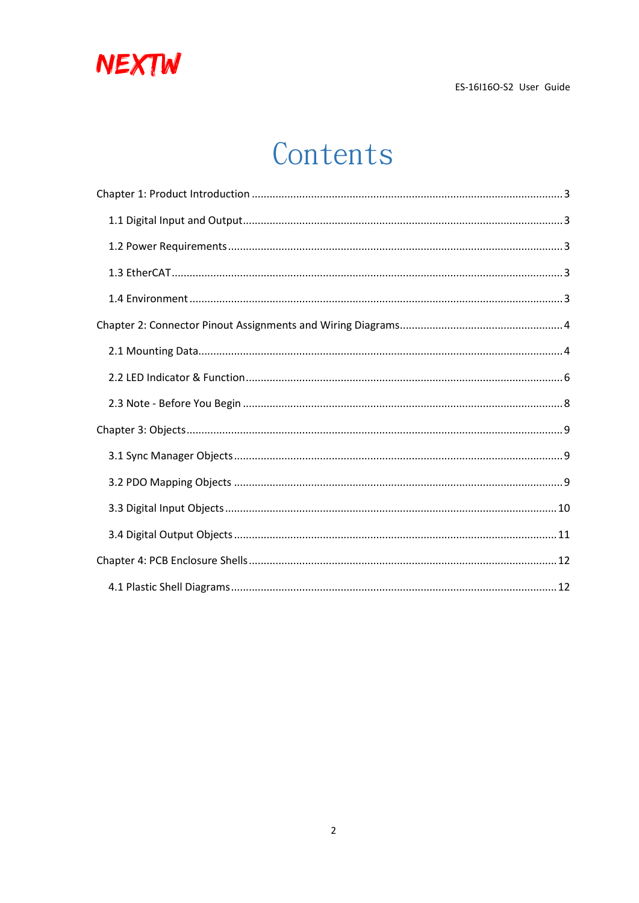# Contents

Chapter 1: Product Introduction ........................................................................................................ 3

1.1 Digital Input and Output ........................................................................................................ 3

1.2 Power Requirements ............................................................................................................... 3

1.3 EtherCAT .................................................................................................................................. 3

1.4 Environment ............................................................................................................................ 3

Chapter 2: Connector Pinout Assignments and Wiring Diagrams ...................................................... 4

2.1 Mounting Data ......................................................................................................................... 4

2.2 LED Indicator & Function ......................................................................................................... 6

2.3 Note - Before You Begin .......................................................................................................... 8

Chapter 3: Objects ............................................................................................................................ 9

3.1 Sync Manager Objects ............................................................................................................. 9

3.2 PDO Mapping Objects ............................................................................................................. 9

3.3 Digital Input Objects .............................................................................................................. 10

3.4 Digital Output Objects ............................................................................................................ 11

Chapter 4: PCB Enclosure Shells ....................................................................................................... 12

4.1 Plastic Shell Diagrams ............................................................................................................. 12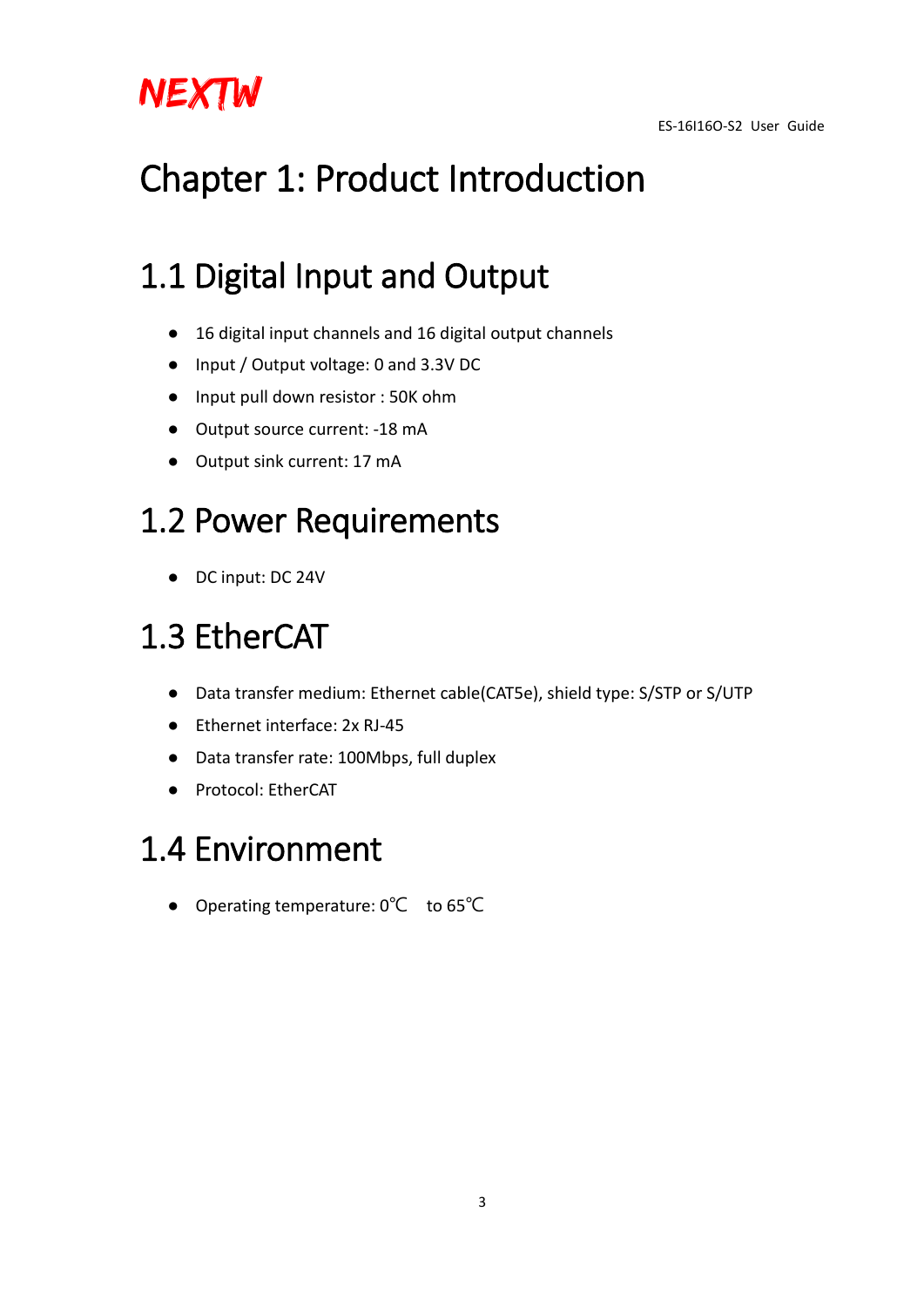# Chapter 1: Product Introduction

## 1.1 Digital Input and Output

- 16 digital input channels and 16 digital output channels
- Input / Output voltage: 0 and 3.3V DC
- Input pull down resistor : 50K ohm
- Output source current: -18 mA
- Output sink current: 17 mA

## 1.2 Power Requirements

- DC input: DC 24V

## 1.3 EtherCAT

- Data transfer medium: Ethernet cable(CAT5e), shield type: S/STP or S/UTP
- Ethernet interface: 2x RJ-45
- Data transfer rate: 100Mbps, full duplex
- Protocol: EtherCAT

## 1.4 Environment

- Operating temperature: 0℃ to 65℃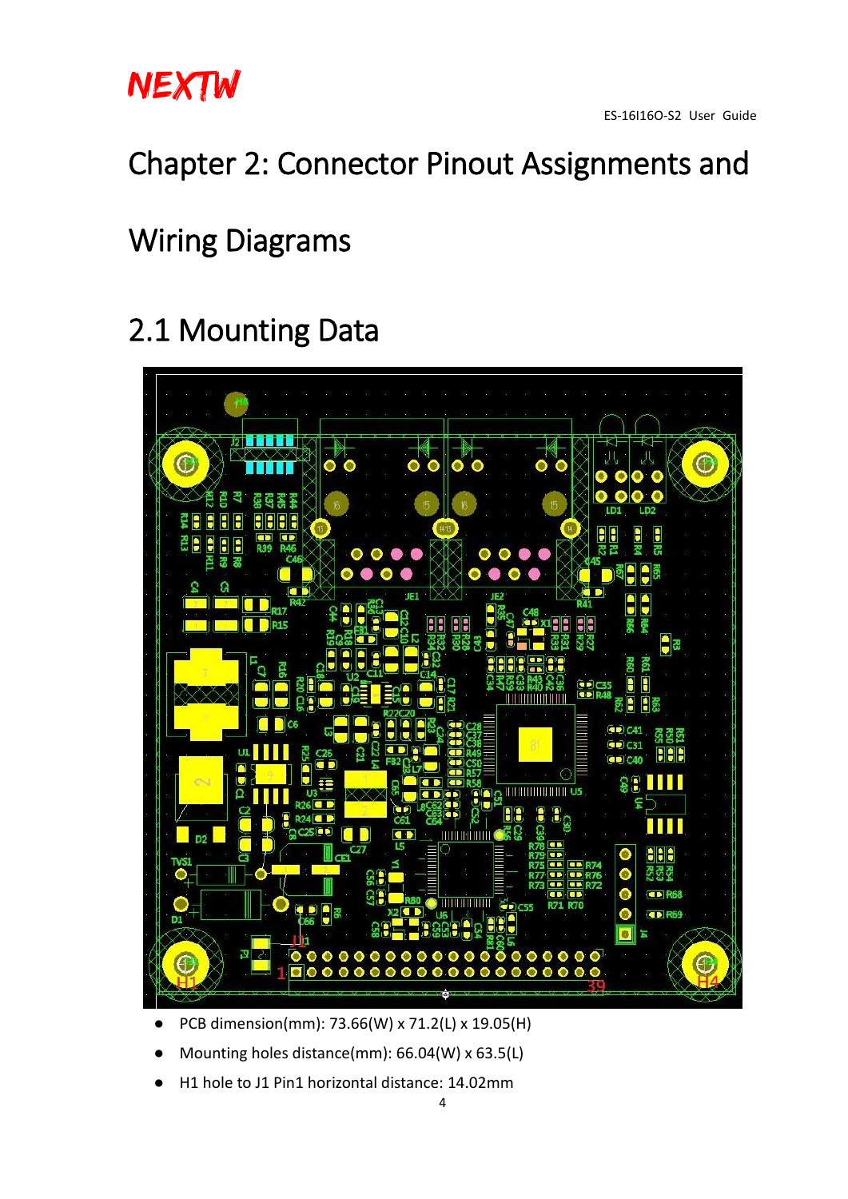# Chapter 2: Connector Pinout Assignments and Wiring Diagrams

## 2.1 Mounting Data

- PCB dimension(mm): 73.66(W) x 71.2(L) x 19.05(H)
- Mounting holes distance(mm): 66.04(W) x 63.5(L)
- H1 hole to J1 Pin1 horizontal distance: 14.02mm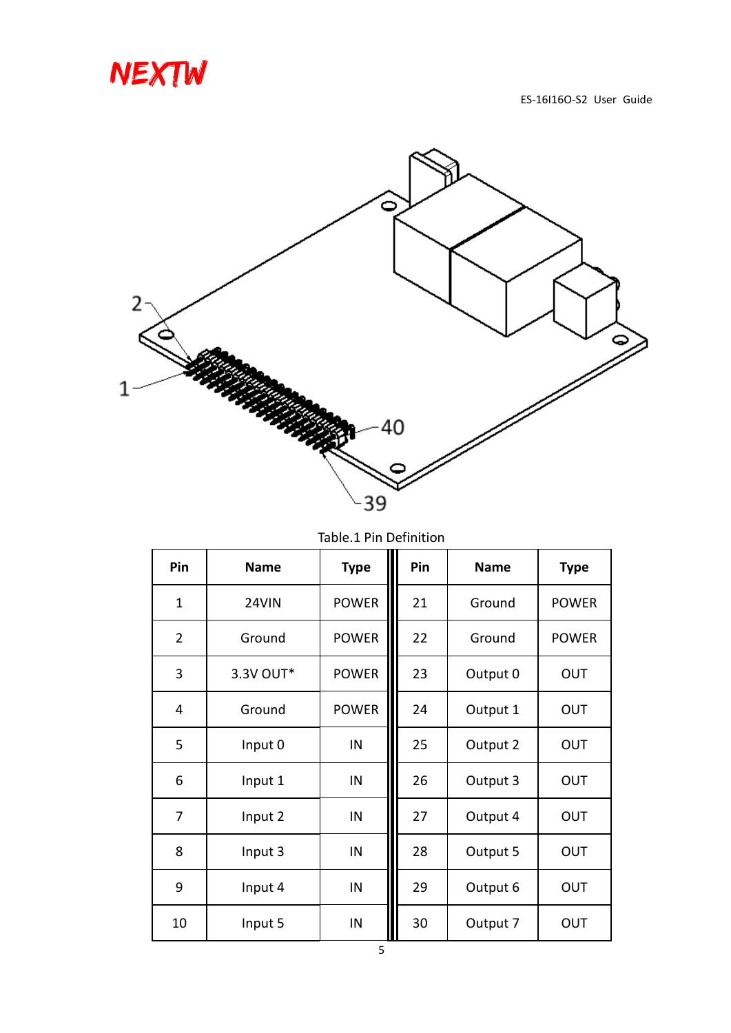Table.1 Pin Definition

| Pin | Name | Type | Pin | Name | Type |
|---|---|---|---|---|---|
| 1 | 24VIN | POWER | 21 | Ground | POWER |
| 2 | Ground | POWER | 22 | Ground | POWER |
| 3 | 3.3V OUT* | POWER | 23 | Output 0 | OUT |
| 4 | Ground | POWER | 24 | Output 1 | OUT |
| 5 | Input 0 | IN | 25 | Output 2 | OUT |
| 6 | Input 1 | IN | 26 | Output 3 | OUT |
| 7 | Input 2 | IN | 27 | Output 4 | OUT |
| 8 | Input 3 | IN | 28 | Output 5 | OUT |
| 9 | Input 4 | IN | 29 | Output 6 | OUT |
| 10 | Input 5 | IN | 30 | Output 7 | OUT |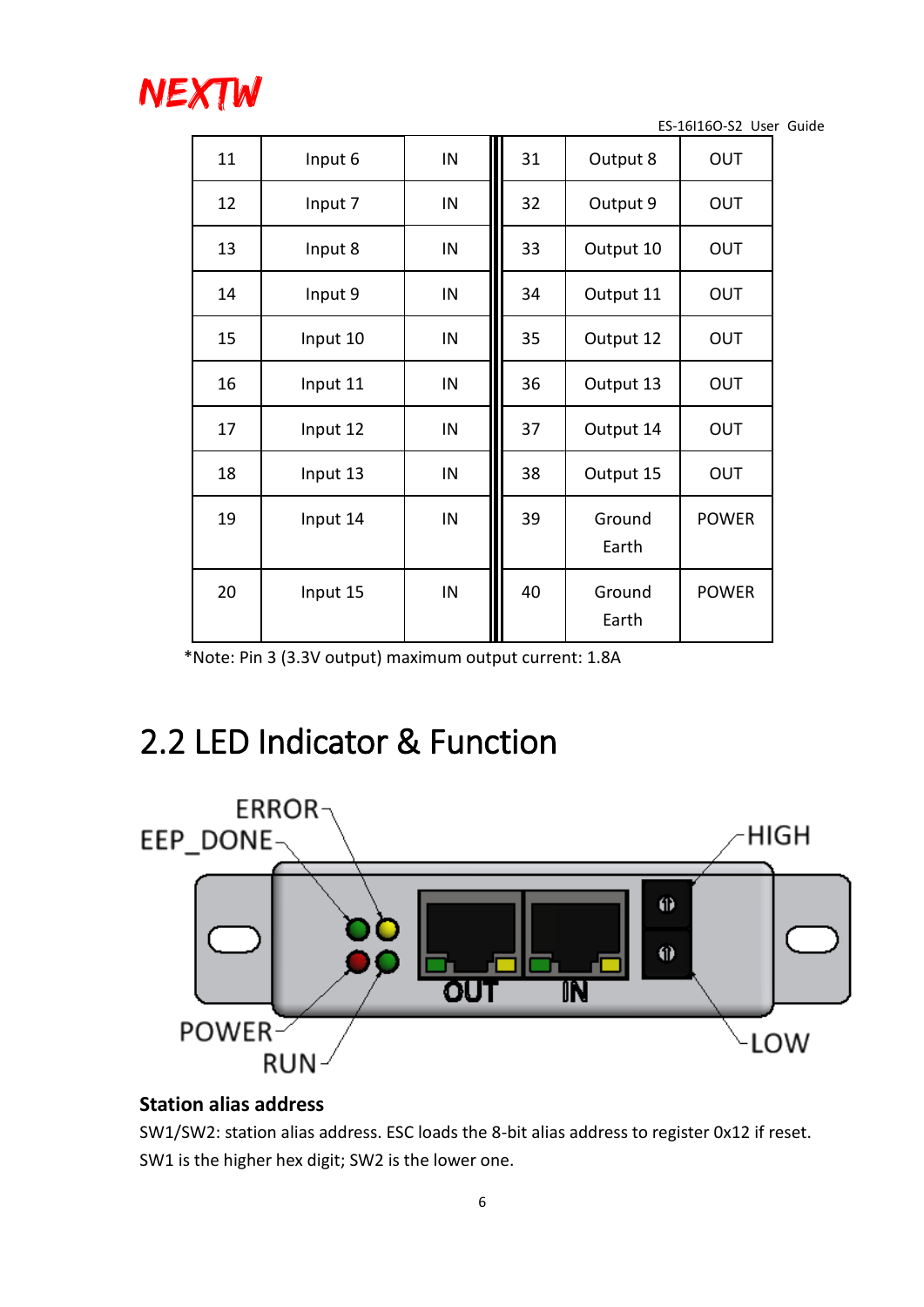| 11 | Input 6 | IN | 31 | Output 8 | OUT |
|---|---|---|---|---|---|
| 12 | Input 7 | IN | 32 | Output 9 | OUT |
| 13 | Input 8 | IN | 33 | Output 10 | OUT |
| 14 | Input 9 | IN | 34 | Output 11 | OUT |
| 15 | Input 10 | IN | 35 | Output 12 | OUT |
| 16 | Input 11 | IN | 36 | Output 13 | OUT |
| 17 | Input 12 | IN | 37 | Output 14 | OUT |
| 18 | Input 13 | IN | 38 | Output 15 | OUT |
| 19 | Input 14 | IN | 39 | Ground Earth | POWER |
| 20 | Input 15 | IN | 40 | Ground Earth | POWER |

*Note: Pin 3 (3.3V output) maximum output current: 1.8A

## 2.2 LED Indicator & Function

ERROR
EEP_DONE
HIGH
OUT
IN
POWER
RUN
LOW

**Station alias address**

SW1/SW2: station alias address. ESC loads the 8-bit alias address to register 0x12 if reset. SW1 is the higher hex digit; SW2 is the lower one.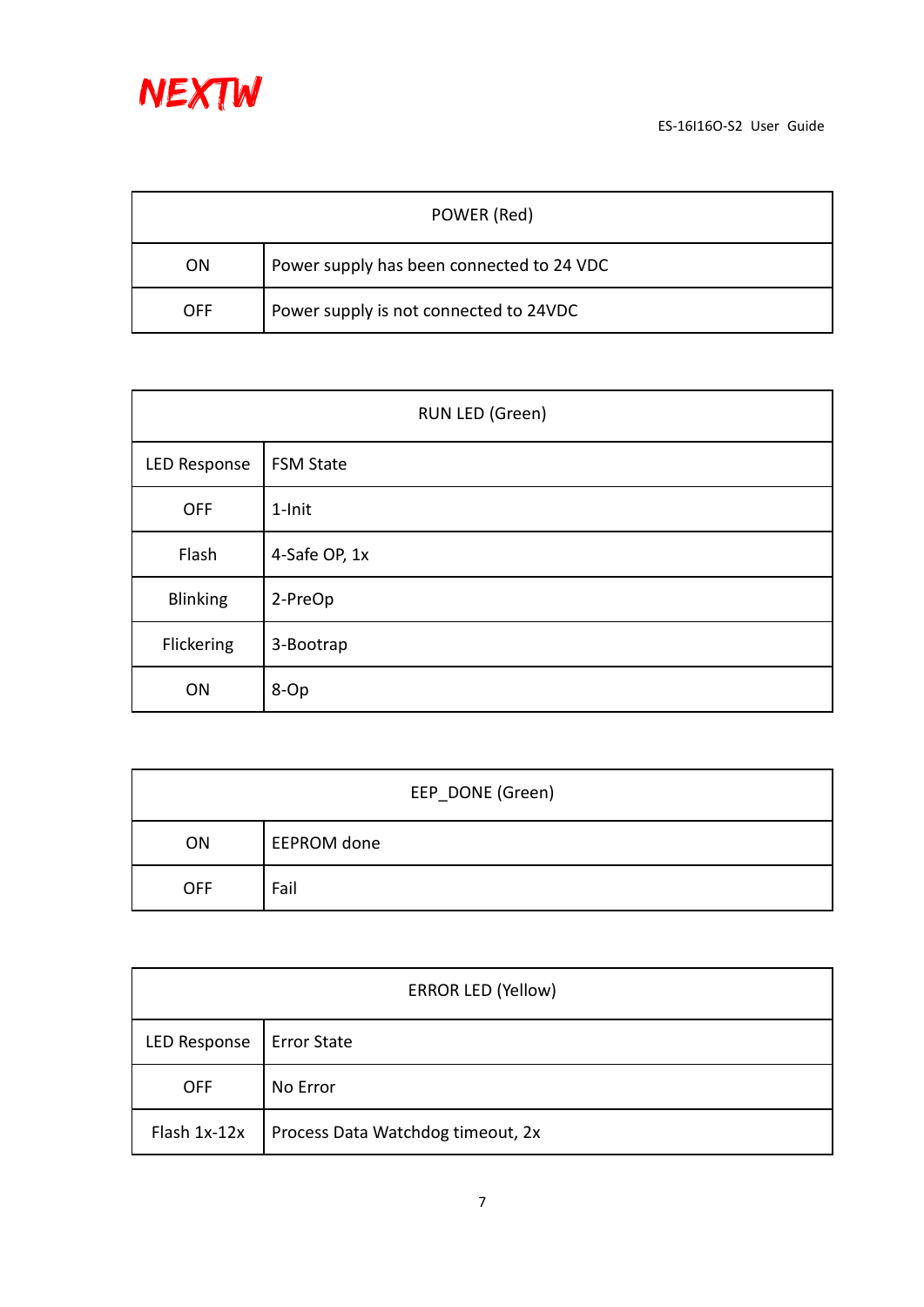| POWER (Red) | |
|---|---|
| ON | Power supply has been connected to 24 VDC |
| OFF | Power supply is not connected to 24VDC |

| RUN LED (Green) | |
|---|---|
| LED Response | FSM State |
| OFF | 1-Init |
| Flash | 4-Safe OP, 1x |
| Blinking | 2-PreOp |
| Flickering | 3-Bootrap |
| ON | 8-Op |

| EEP_DONE (Green) | |
|---|---|
| ON | EEPROM done |
| OFF | Fail |

| ERROR LED (Yellow) | |
|---|---|
| LED Response | Error State |
| OFF | No Error |
| Flash 1x-12x | Process Data Watchdog timeout, 2x |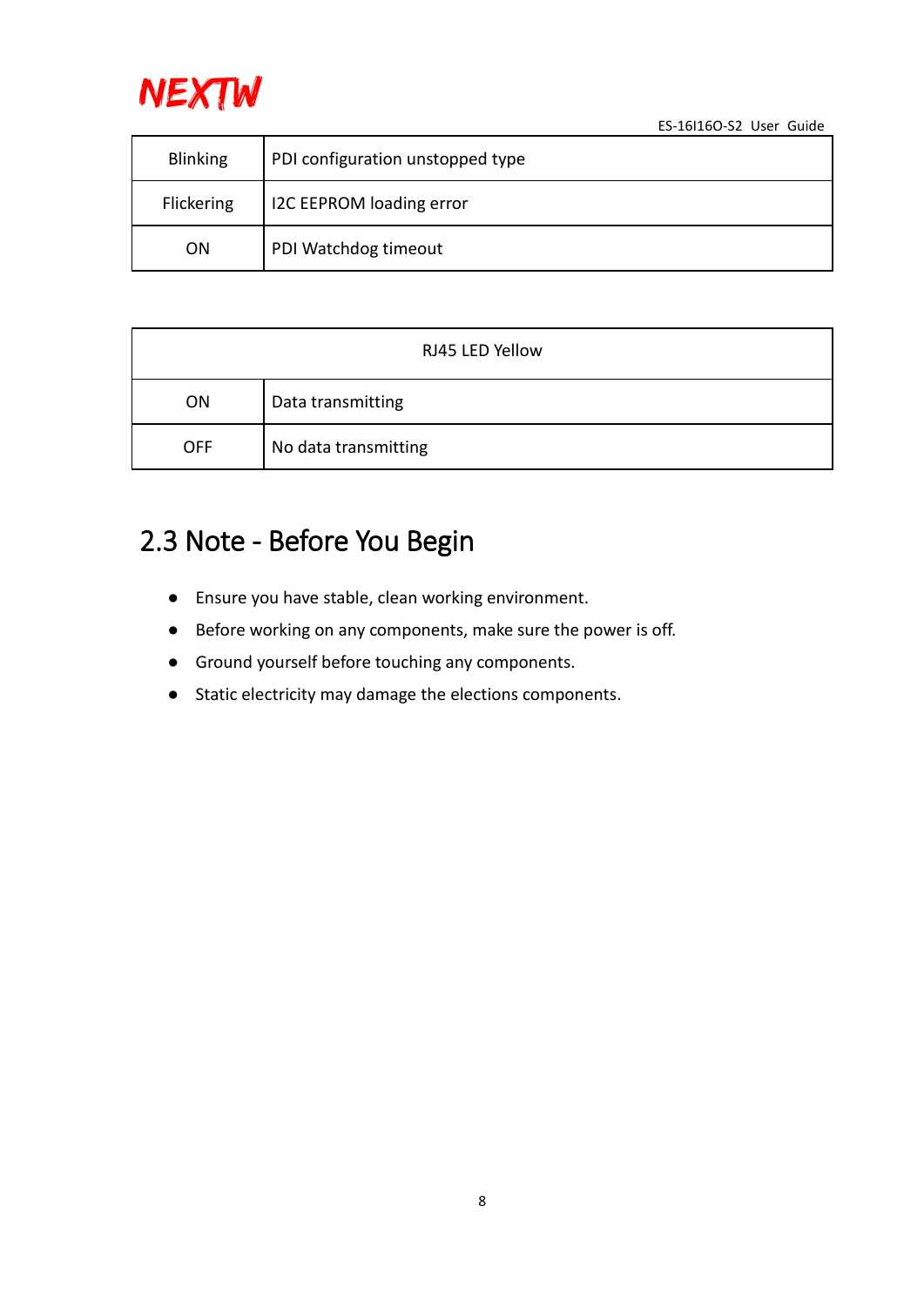| Blinking | PDI configuration unstopped type |
|---|---|
| Flickering | I2C EEPROM loading error |
| ON | PDI Watchdog timeout |

| RJ45 LED Yellow | |
|---|---|
| ON | Data transmitting |
| OFF | No data transmitting |

## 2.3 Note - Before You Begin

- Ensure you have stable, clean working environment.
- Before working on any components, make sure the power is off.
- Ground yourself before touching any components.
- Static electricity may damage the elections components.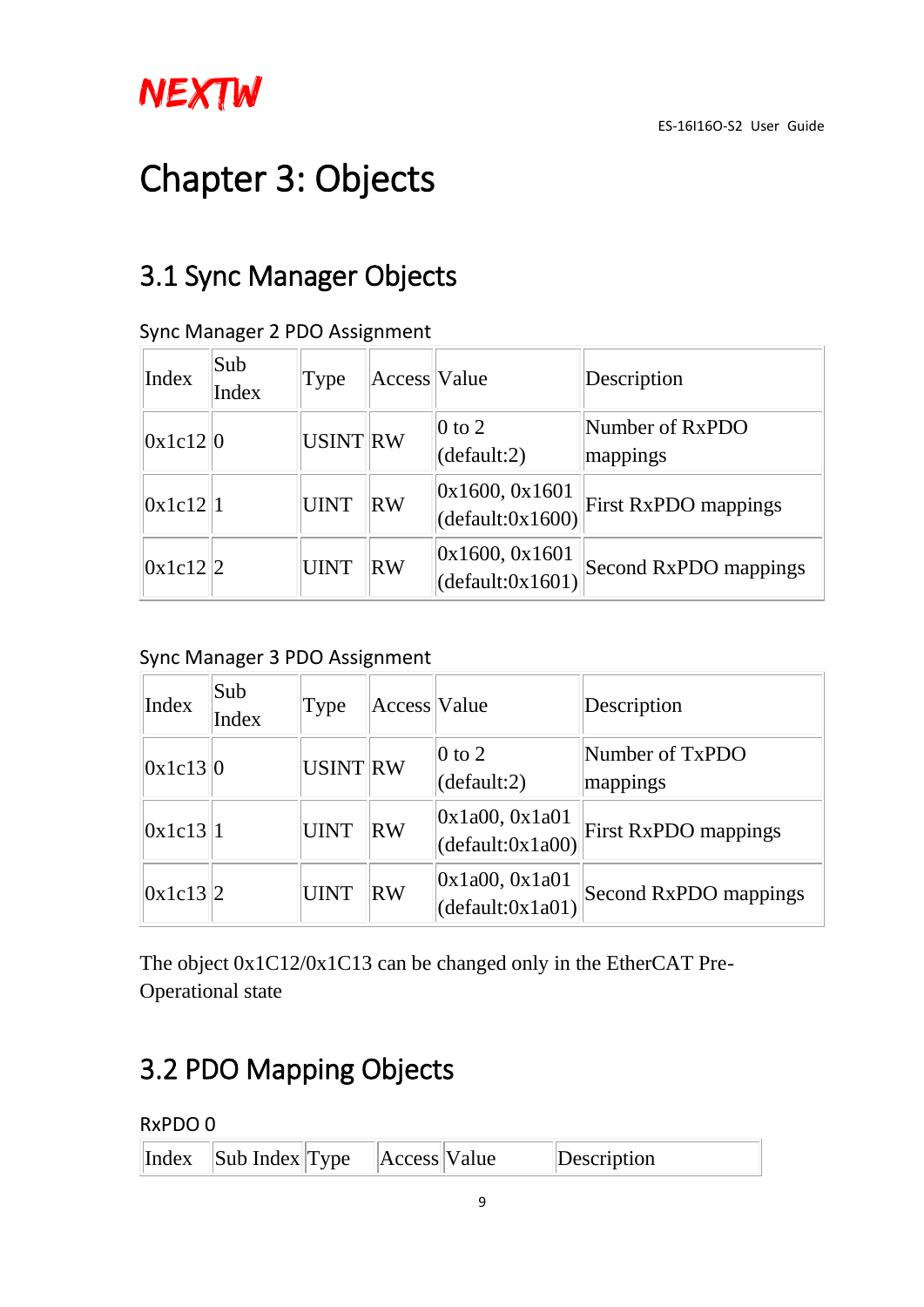# Chapter 3: Objects

## 3.1 Sync Manager Objects

Sync Manager 2 PDO Assignment

| Index | Sub Index | Type | Access | Value | Description |
|---|---|---|---|---|---|
| 0x1c12 | 0 | USINT | RW | 0 to 2 (default:2) | Number of RxPDO mappings |
| 0x1c12 | 1 | UINT | RW | 0x1600, 0x1601 (default:0x1600) | First RxPDO mappings |
| 0x1c12 | 2 | UINT | RW | 0x1600, 0x1601 (default:0x1601) | Second RxPDO mappings |

Sync Manager 3 PDO Assignment

| Index | Sub Index | Type | Access | Value | Description |
|---|---|---|---|---|---|
| 0x1c13 | 0 | USINT | RW | 0 to 2 (default:2) | Number of TxPDO mappings |
| 0x1c13 | 1 | UINT | RW | 0x1a00, 0x1a01 (default:0x1a00) | First RxPDO mappings |
| 0x1c13 | 2 | UINT | RW | 0x1a00, 0x1a01 (default:0x1a01) | Second RxPDO mappings |

The object 0x1C12/0x1C13 can be changed only in the EtherCAT Pre-Operational state

## 3.2 PDO Mapping Objects

RxPDO 0

| Index | Sub Index | Type | Access | Value | Description |
|---|---|---|---|---|---|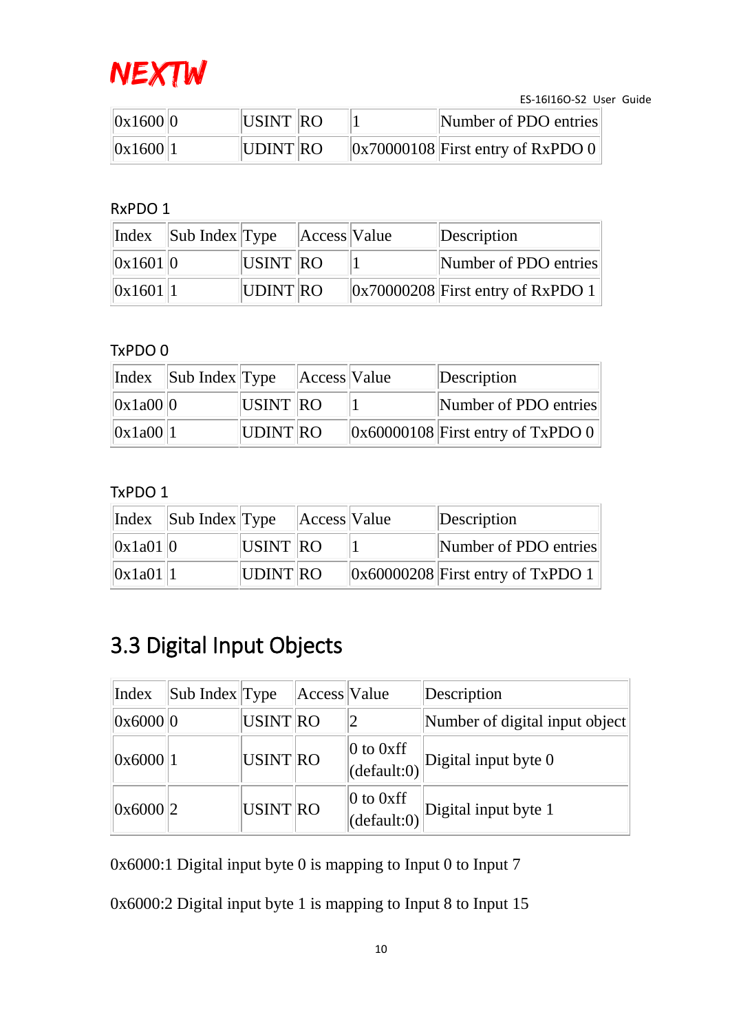| 0x1600 | 0 | USINT | RO | 1 | Number of PDO entries |
|---|---|---|---|---|---|
| 0x1600 | 1 | UDINT | RO | 0x70000108 | First entry of RxPDO 0 |

RxPDO 1

| Index | Sub Index | Type | Access | Value | Description |
|---|---|---|---|---|---|
| 0x1601 | 0 | USINT | RO | 1 | Number of PDO entries |
| 0x1601 | 1 | UDINT | RO | 0x70000208 | First entry of RxPDO 1 |

TxPDO 0

| Index | Sub Index | Type | Access | Value | Description |
|---|---|---|---|---|---|
| 0x1a00 | 0 | USINT | RO | 1 | Number of PDO entries |
| 0x1a00 | 1 | UDINT | RO | 0x60000108 | First entry of TxPDO 0 |

TxPDO 1

| Index | Sub Index | Type | Access | Value | Description |
|---|---|---|---|---|---|
| 0x1a01 | 0 | USINT | RO | 1 | Number of PDO entries |
| 0x1a01 | 1 | UDINT | RO | 0x60000208 | First entry of TxPDO 1 |

## 3.3 Digital Input Objects

| Index | Sub Index | Type | Access | Value | Description |
|---|---|---|---|---|---|
| 0x6000 | 0 | USINT | RO | 2 | Number of digital input object |
| 0x6000 | 1 | USINT | RO | 0 to 0xff (default:0) | Digital input byte 0 |
| 0x6000 | 2 | USINT | RO | 0 to 0xff (default:0) | Digital input byte 1 |

0x6000:1 Digital input byte 0 is mapping to Input 0 to Input 7

0x6000:2 Digital input byte 1 is mapping to Input 8 to Input 15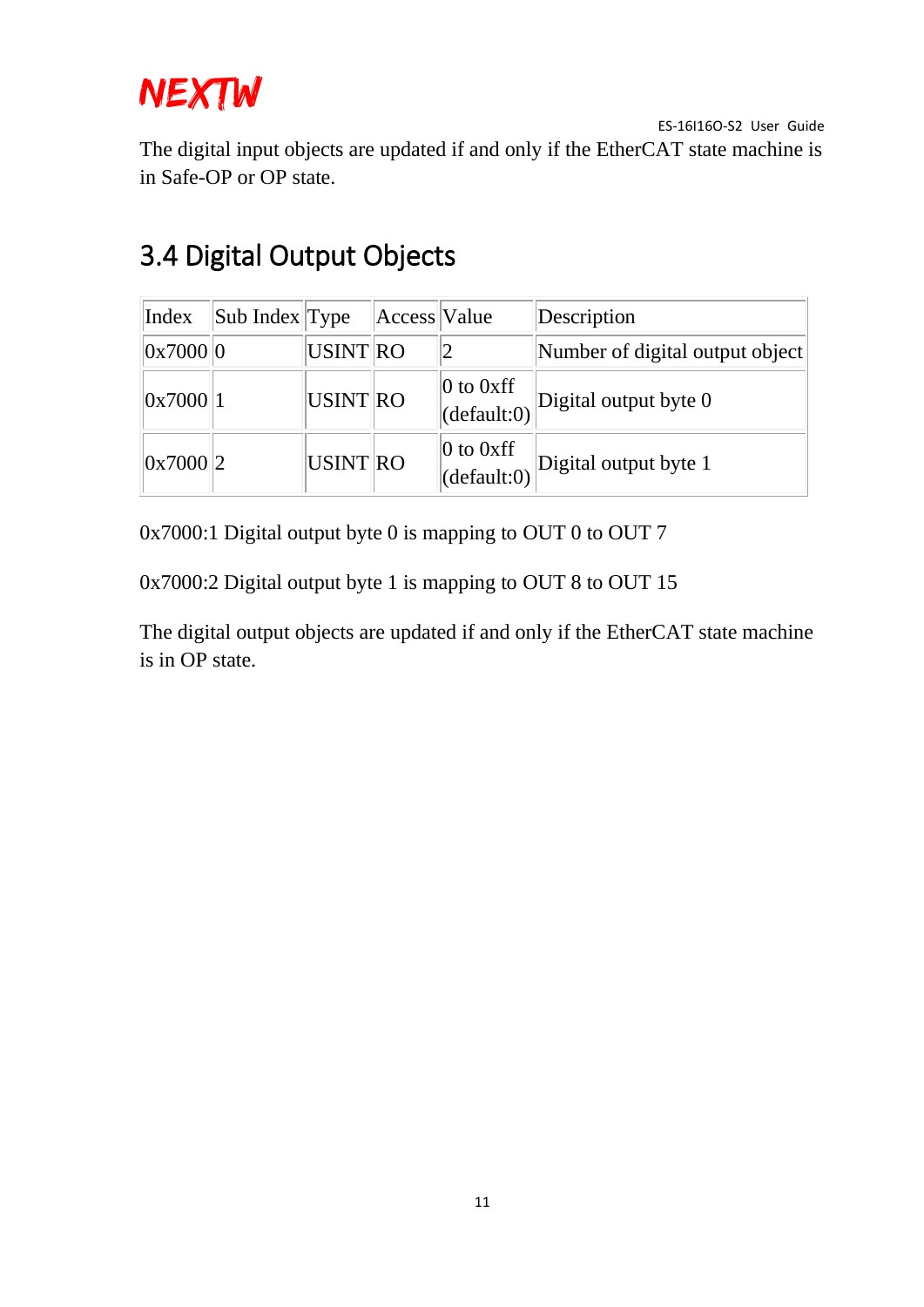The digital input objects are updated if and only if the EtherCAT state machine is in Safe-OP or OP state.

## 3.4 Digital Output Objects

| Index | Sub Index | Type | Access | Value | Description |
|---|---|---|---|---|---|
| 0x7000 | 0 | USINT | RO | 2 | Number of digital output object |
| 0x7000 | 1 | USINT | RO | 0 to 0xff (default:0) | Digital output byte 0 |
| 0x7000 | 2 | USINT | RO | 0 to 0xff (default:0) | Digital output byte 1 |

0x7000:1 Digital output byte 0 is mapping to OUT 0 to OUT 7

0x7000:2 Digital output byte 1 is mapping to OUT 8 to OUT 15

The digital output objects are updated if and only if the EtherCAT state machine is in OP state.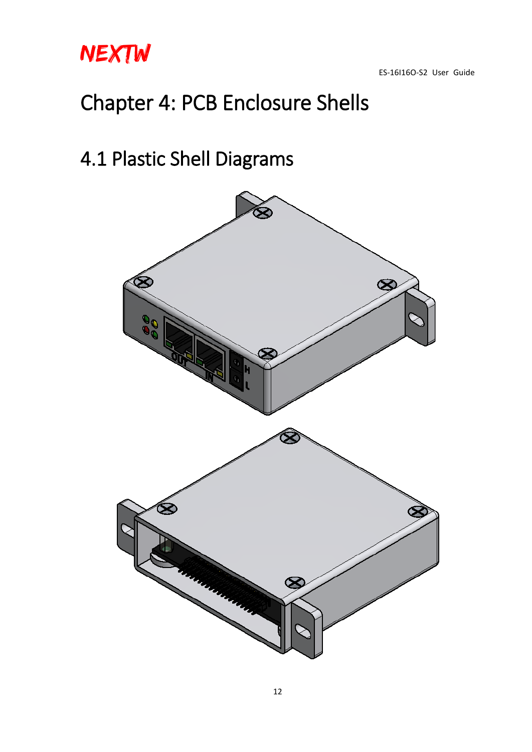# Chapter 4: PCB Enclosure Shells

## 4.1 Plastic Shell Diagrams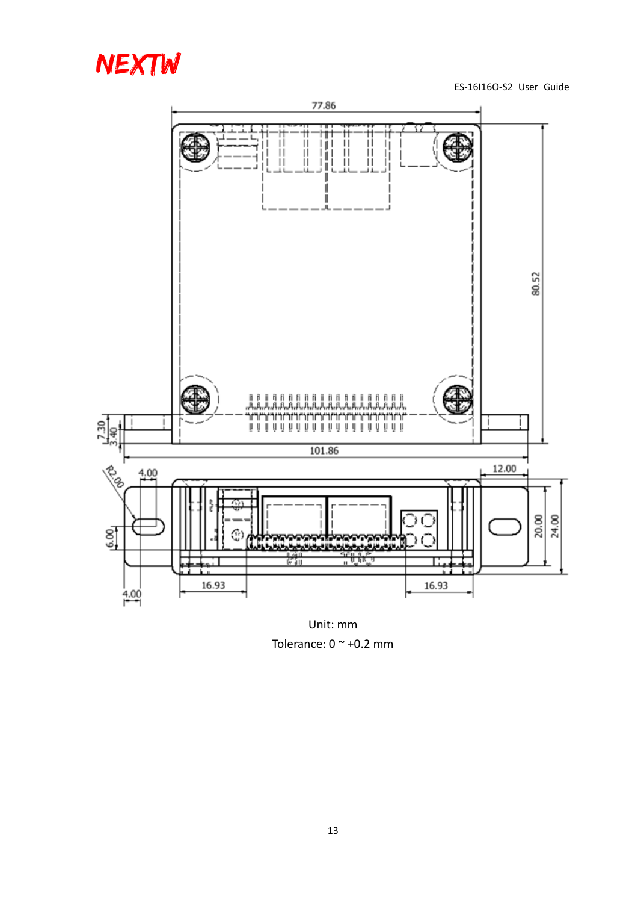77.86

80.52

7.30

3.40

101.86

R2.00

4.00

12.00

6.00

20.00

24.00

16.93

16.93

4.00

Unit: mm

Tolerance: 0 ~ +0.2 mm